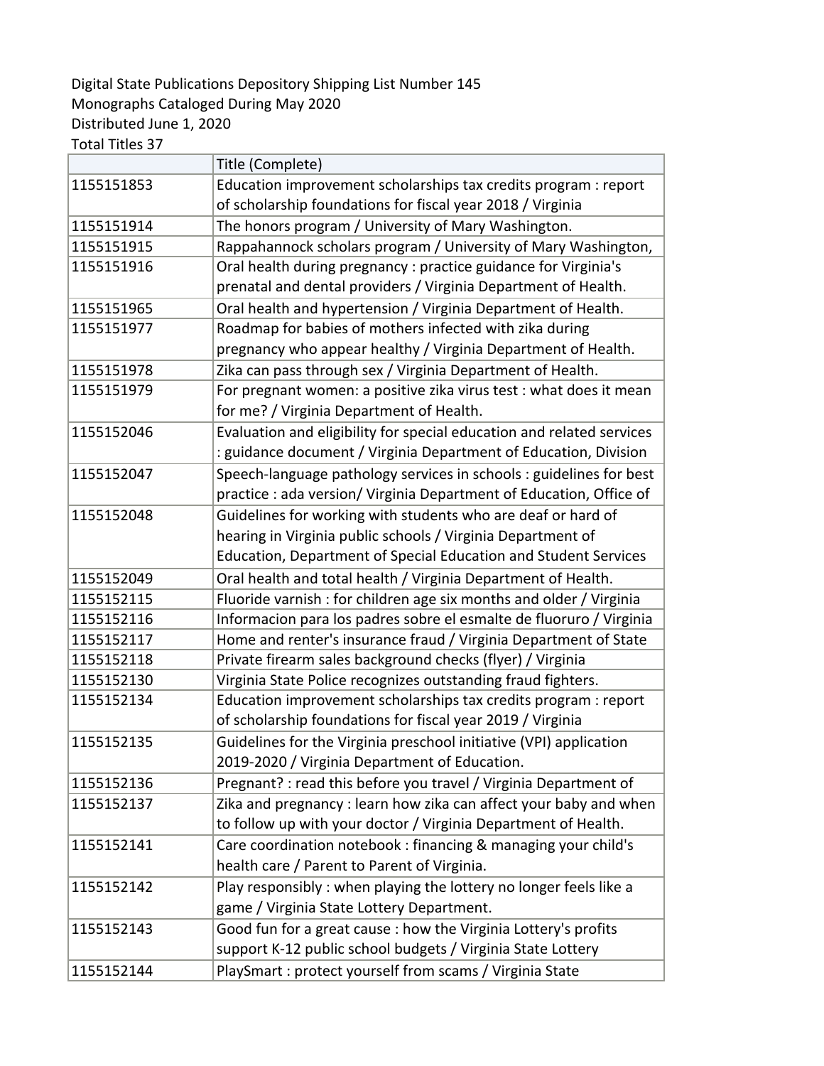Digital State Publications Depository Shipping List Number 145
Monographs Cataloged During May 2020
Distributed June 1, 2020
Total Titles 37

| | Title (Complete) |
|---|---|
| 1155151853 | Education improvement scholarships tax credits program : report of scholarship foundations for fiscal year 2018 / Virginia |
| 1155151914 | The honors program / University of Mary Washington. |
| 1155151915 | Rappahannock scholars program / University of Mary Washington, |
| 1155151916 | Oral health during pregnancy : practice guidance for Virginia's prenatal and dental providers / Virginia Department of Health. |
| 1155151965 | Oral health and hypertension / Virginia Department of Health. |
| 1155151977 | Roadmap for babies of mothers infected with zika during pregnancy who appear healthy / Virginia Department of Health. |
| 1155151978 | Zika can pass through sex / Virginia Department of Health. |
| 1155151979 | For pregnant women: a positive zika virus test : what does it mean for me? / Virginia Department of Health. |
| 1155152046 | Evaluation and eligibility for special education and related services : guidance document / Virginia Department of Education, Division |
| 1155152047 | Speech-language pathology services in schools : guidelines for best practice : ada version/ Virginia Department of Education, Office of |
| 1155152048 | Guidelines for working with students who are deaf or hard of hearing in Virginia public schools / Virginia Department of Education, Department of Special Education and Student Services |
| 1155152049 | Oral health and total health / Virginia Department of Health. |
| 1155152115 | Fluoride varnish : for children age six months and older / Virginia |
| 1155152116 | Informacion para los padres sobre el esmalte de fluoruro / Virginia |
| 1155152117 | Home and renter's insurance fraud / Virginia Department of State |
| 1155152118 | Private firearm sales background checks (flyer) / Virginia |
| 1155152130 | Virginia State Police recognizes outstanding fraud fighters. |
| 1155152134 | Education improvement scholarships tax credits program : report of scholarship foundations for fiscal year 2019 / Virginia |
| 1155152135 | Guidelines for the Virginia preschool initiative (VPI) application 2019-2020 / Virginia Department of Education. |
| 1155152136 | Pregnant? : read this before you travel / Virginia Department of |
| 1155152137 | Zika and pregnancy : learn how zika can affect your baby and when to follow up with your doctor / Virginia Department of Health. |
| 1155152141 | Care coordination notebook : financing & managing your child's health care / Parent to Parent of Virginia. |
| 1155152142 | Play responsibly : when playing the lottery no longer feels like a game / Virginia State Lottery Department. |
| 1155152143 | Good fun for a great cause : how the Virginia Lottery's profits support K-12 public school budgets / Virginia State Lottery |
| 1155152144 | PlaySmart : protect yourself from scams / Virginia State |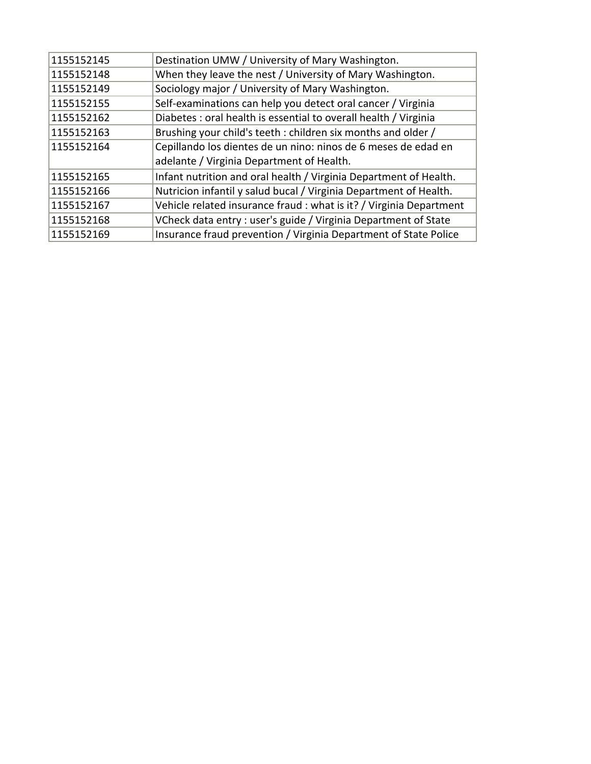| | |
|---|---|
| 1155152145 | Destination UMW / University of Mary Washington. |
| 1155152148 | When they leave the nest / University of Mary Washington. |
| 1155152149 | Sociology major / University of Mary Washington. |
| 1155152155 | Self-examinations can help you detect oral cancer / Virginia |
| 1155152162 | Diabetes : oral health is essential to overall health / Virginia |
| 1155152163 | Brushing your child's teeth : children six months and older / |
| 1155152164 | Cepillando los dientes de un nino: ninos de 6 meses de edad en adelante / Virginia Department of Health. |
| 1155152165 | Infant nutrition and oral health / Virginia Department of Health. |
| 1155152166 | Nutricion infantil y salud bucal / Virginia Department of Health. |
| 1155152167 | Vehicle related insurance fraud : what is it? / Virginia Department |
| 1155152168 | VCheck data entry : user's guide / Virginia Department of State |
| 1155152169 | Insurance fraud prevention / Virginia Department of State Police |